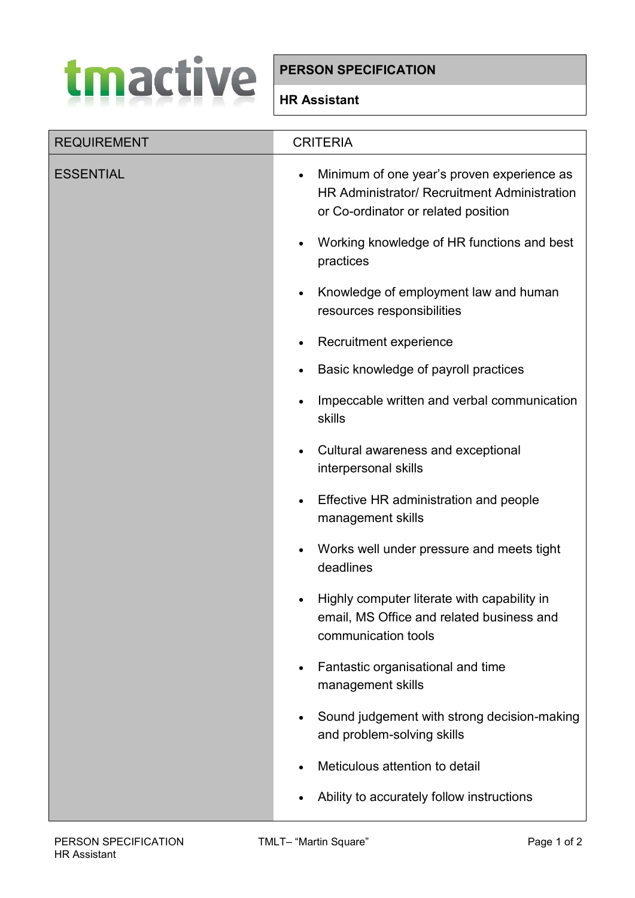tmactive

| PERSON SPECIFICATION |
| --- |
| HR Assistant |

| REQUIREMENT | CRITERIA |
| --- | --- |
| ESSENTIAL | • Minimum of one year's proven experience as HR Administrator/ Recruitment Administration or Co-ordinator or related position<br>• Working knowledge of HR functions and best practices<br>• Knowledge of employment law and human resources responsibilities<br>• Recruitment experience<br>• Basic knowledge of payroll practices<br>• Impeccable written and verbal communication skills<br>• Cultural awareness and exceptional interpersonal skills<br>• Effective HR administration and people management skills<br>• Works well under pressure and meets tight deadlines<br>• Highly computer literate with capability in email, MS Office and related business and communication tools<br>• Fantastic organisational and time management skills<br>• Sound judgement with strong decision-making and problem-solving skills<br>• Meticulous attention to detail<br>• Ability to accurately follow instructions |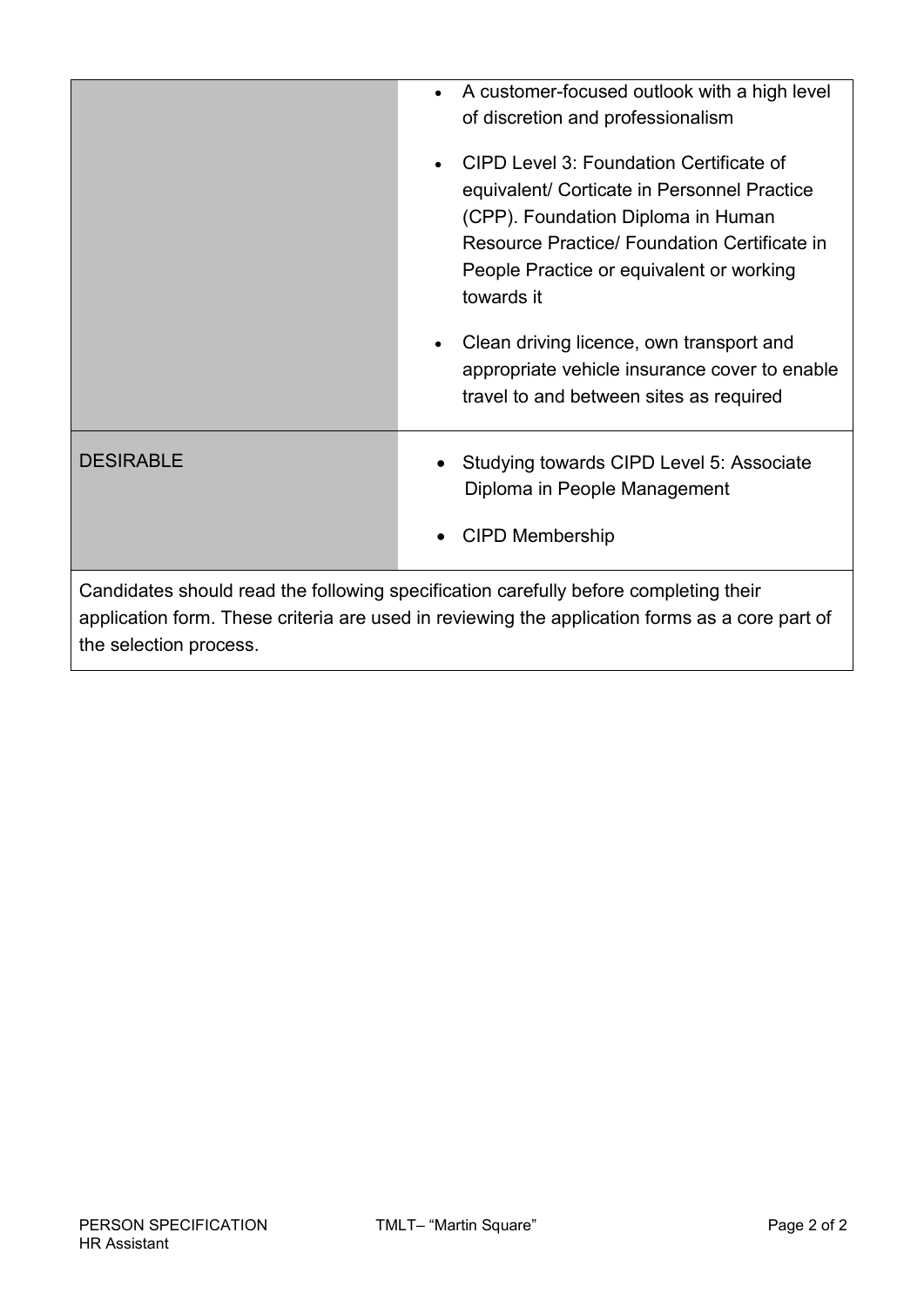| | |
|---|---|
| | • A customer-focused outlook with a high level of discretion and professionalism<br><br>• CIPD Level 3: Foundation Certificate of equivalent/ Corticate in Personnel Practice (CPP). Foundation Diploma in Human Resource Practice/ Foundation Certificate in People Practice or equivalent or working towards it<br><br>• Clean driving licence, own transport and appropriate vehicle insurance cover to enable travel to and between sites as required |
| DESIRABLE | • Studying towards CIPD Level 5: Associate Diploma in People Management<br><br>• CIPD Membership |

Candidates should read the following specification carefully before completing their application form. These criteria are used in reviewing the application forms as a core part of the selection process.